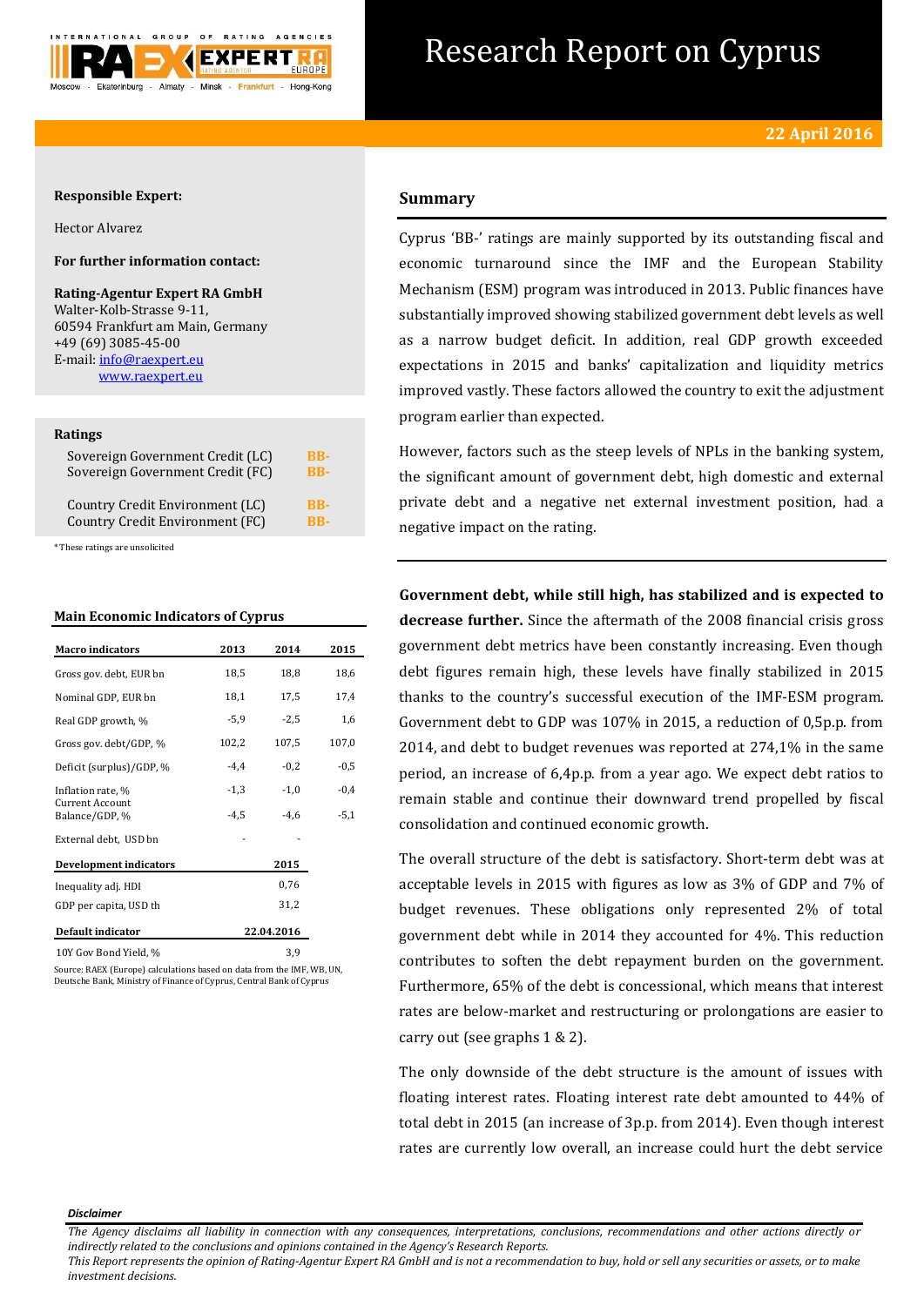# Research Report on Cyprus

**22 April 2016**

**Responsible Expert:**

Hector Alvarez

**For further information contact:**

**Rating-Agentur Expert RA GmbH**
Walter-Kolb-Strasse 9-11,
60594 Frankfurt am Main, Germany
+49 (69) 3085-45-00
E-mail: info@raexpert.eu
www.raexpert.eu

**Ratings**

| | |
|---|---|
| Sovereign Government Credit (LC) | BB- |
| Sovereign Government Credit (FC) | BB- |
| Country Credit Environment (LC) | BB- |
| Country Credit Environment (FC) | BB- |

*These ratings are unsolicited

**Main Economic Indicators of Cyprus**

| Macro indicators | 2013 | 2014 | 2015 |
|---|---|---|---|
| Gross gov. debt, EUR bn | 18,5 | 18,8 | 18,6 |
| Nominal GDP, EUR bn | 18,1 | 17,5 | 17,4 |
| Real GDP growth, % | -5,9 | -2,5 | 1,6 |
| Gross gov. debt/GDP, % | 102,2 | 107,5 | 107,0 |
| Deficit (surplus)/GDP, % | -4,4 | -0,2 | -0,5 |
| Inflation rate, % | -1,3 | -1,0 | -0,4 |
| Current Account Balance/GDP, % | -4,5 | -4,6 | -5,1 |
| External debt, USD bn | - | - | |
| **Development indicators** | | **2015** | |
| Inequality adj. HDI | | 0,76 | |
| GDP per capita, USD th | | 31,2 | |
| **Default indicator** | | **22.04.2016** | |
| 10Y Gov Bond Yield, % | | 3,9 | |

Source: RAEX (Europe) calculations based on data from the IMF, WB, UN, Deutsche Bank, Ministry of Finance of Cyprus, Central Bank of Cyprus

## Summary

Cyprus 'BB-' ratings are mainly supported by its outstanding fiscal and economic turnaround since the IMF and the European Stability Mechanism (ESM) program was introduced in 2013. Public finances have substantially improved showing stabilized government debt levels as well as a narrow budget deficit. In addition, real GDP growth exceeded expectations in 2015 and banks' capitalization and liquidity metrics improved vastly. These factors allowed the country to exit the adjustment program earlier than expected.

However, factors such as the steep levels of NPLs in the banking system, the significant amount of government debt, high domestic and external private debt and a negative net external investment position, had a negative impact on the rating.

**Government debt, while still high, has stabilized and is expected to decrease further.** Since the aftermath of the 2008 financial crisis gross government debt metrics have been constantly increasing. Even though debt figures remain high, these levels have finally stabilized in 2015 thanks to the country's successful execution of the IMF-ESM program. Government debt to GDP was 107% in 2015, a reduction of 0,5p.p. from 2014, and debt to budget revenues was reported at 274,1% in the same period, an increase of 6,4p.p. from a year ago. We expect debt ratios to remain stable and continue their downward trend propelled by fiscal consolidation and continued economic growth.

The overall structure of the debt is satisfactory. Short-term debt was at acceptable levels in 2015 with figures as low as 3% of GDP and 7% of budget revenues. These obligations only represented 2% of total government debt while in 2014 they accounted for 4%. This reduction contributes to soften the debt repayment burden on the government. Furthermore, 65% of the debt is concessional, which means that interest rates are below-market and restructuring or prolongations are easier to carry out (see graphs 1 & 2).

The only downside of the debt structure is the amount of issues with floating interest rates. Floating interest rate debt amounted to 44% of total debt in 2015 (an increase of 3p.p. from 2014). Even though interest rates are currently low overall, an increase could hurt the debt service

***Disclaimer***

*The Agency disclaims all liability in connection with any consequences, interpretations, conclusions, recommendations and other actions directly or indirectly related to the conclusions and opinions contained in the Agency's Research Reports.*
*This Report represents the opinion of Rating-Agentur Expert RA GmbH and is not a recommendation to buy, hold or sell any securities or assets, or to make investment decisions.*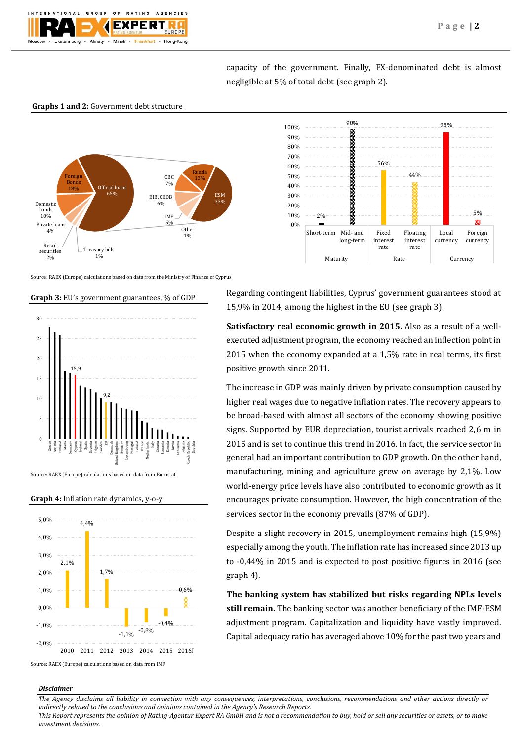capacity of the government. Finally, FX-denominated debt is almost negligible at 5% of total debt (see graph 2).

**Graphs 1 and 2:** Government debt structure

Source: RAEX (Europe) calculations based on data from the Ministry of Finance of Cyprus

**Graph 3:** EU's government guarantees, % of GDP

Source: RAEX (Europe) calculations based on data from Eurostat

**Graph 4:** Inflation rate dynamics, y-o-y

Source: RAEX (Europe) calculations based on data from IMF

Regarding contingent liabilities, Cyprus' government guarantees stood at 15,9% in 2014, among the highest in the EU (see graph 3).

**Satisfactory real economic growth in 2015.** Also as a result of a well-executed adjustment program, the economy reached an inflection point in 2015 when the economy expanded at a 1,5% rate in real terms, its first positive growth since 2011.

The increase in GDP was mainly driven by private consumption caused by higher real wages due to negative inflation rates. The recovery appears to be broad-based with almost all sectors of the economy showing positive signs. Supported by EUR depreciation, tourist arrivals reached 2,6 m in 2015 and is set to continue this trend in 2016. In fact, the service sector in general had an important contribution to GDP growth. On the other hand, manufacturing, mining and agriculture grew on average by 2,1%. Low world-energy price levels have also contributed to economic growth as it encourages private consumption. However, the high concentration of the services sector in the economy prevails (87% of GDP).

Despite a slight recovery in 2015, unemployment remains high (15,9%) especially among the youth. The inflation rate has increased since 2013 up to -0,44% in 2015 and is expected to post positive figures in 2016 (see graph 4).

**The banking system has stabilized but risks regarding NPLs levels still remain.** The banking sector was another beneficiary of the IMF-ESM adjustment program. Capitalization and liquidity have vastly improved. Capital adequacy ratio has averaged above 10% for the past two years and

***Disclaimer***

*The Agency disclaims all liability in connection with any consequences, interpretations, conclusions, recommendations and other actions directly or indirectly related to the conclusions and opinions contained in the Agency's Research Reports.*
*This Report represents the opinion of Rating-Agentur Expert RA GmbH and is not a recommendation to buy, hold or sell any securities or assets, or to make investment decisions.*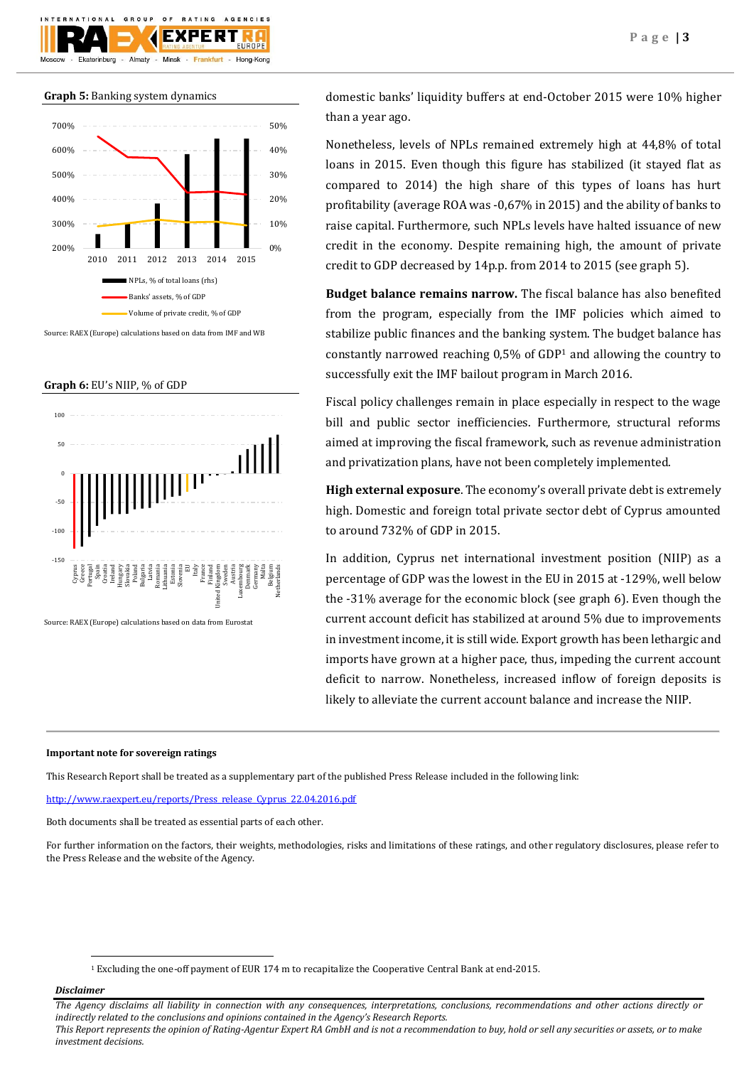**Graph 5:** Banking system dynamics

700%
600%
500%
400%
300%
200%

50%
40%
30%
20%
10%
0%

2010 2011 2012 2013 2014 2015

NPLs, % of total loans (rhs)
Banks' assets, % of GDP
Volume of private credit, % of GDP

Source: RAEX (Europe) calculations based on data from IMF and WB

**Graph 6:** EU's NIIP, % of GDP

100
50
0
-50
-100
-150

Cyprus Greece Portugal Spain Croatia Ireland Hungary Slovakia Poland Bulgaria Latvia Romania Lithuania Estonia Slovenia EU Italy France Finland United Kingdom Sweden Austria Luxembourg Denmark Germany Malta Belgium Netherlands

Source: RAEX (Europe) calculations based on data from Eurostat

domestic banks' liquidity buffers at end-October 2015 were 10% higher than a year ago.

Nonetheless, levels of NPLs remained extremely high at 44,8% of total loans in 2015. Even though this figure has stabilized (it stayed flat as compared to 2014) the high share of this types of loans has hurt profitability (average ROA was -0,67% in 2015) and the ability of banks to raise capital. Furthermore, such NPLs levels have halted issuance of new credit in the economy. Despite remaining high, the amount of private credit to GDP decreased by 14p.p. from 2014 to 2015 (see graph 5).

**Budget balance remains narrow.** The fiscal balance has also benefited from the program, especially from the IMF policies which aimed to stabilize public finances and the banking system. The budget balance has constantly narrowed reaching 0,5% of GDP[1] and allowing the country to successfully exit the IMF bailout program in March 2016.

Fiscal policy challenges remain in place especially in respect to the wage bill and public sector inefficiencies. Furthermore, structural reforms aimed at improving the fiscal framework, such as revenue administration and privatization plans, have not been completely implemented.

**High external exposure**. The economy's overall private debt is extremely high. Domestic and foreign total private sector debt of Cyprus amounted to around 732% of GDP in 2015.

In addition, Cyprus net international investment position (NIIP) as a percentage of GDP was the lowest in the EU in 2015 at -129%, well below the -31% average for the economic block (see graph 6). Even though the current account deficit has stabilized at around 5% due to improvements in investment income, it is still wide. Export growth has been lethargic and imports have grown at a higher pace, thus, impeding the current account deficit to narrow. Nonetheless, increased inflow of foreign deposits is likely to alleviate the current account balance and increase the NIIP.

**Important note for sovereign ratings**

This Research Report shall be treated as a supplementary part of the published Press Release included in the following link:

http://www.raexpert.eu/reports/Press_release_Cyprus_22.04.2016.pdf

Both documents shall be treated as essential parts of each other.

For further information on the factors, their weights, methodologies, risks and limitations of these ratings, and other regulatory disclosures, please refer to the Press Release and the website of the Agency.

[1] Excluding the one-off payment of EUR 174 m to recapitalize the Cooperative Central Bank at end-2015.

***Disclaimer***

*The Agency disclaims all liability in connection with any consequences, interpretations, conclusions, recommendations and other actions directly or indirectly related to the conclusions and opinions contained in the Agency's Research Reports.*
*This Report represents the opinion of Rating-Agentur Expert RA GmbH and is not a recommendation to buy, hold or sell any securities or assets, or to make investment decisions.*